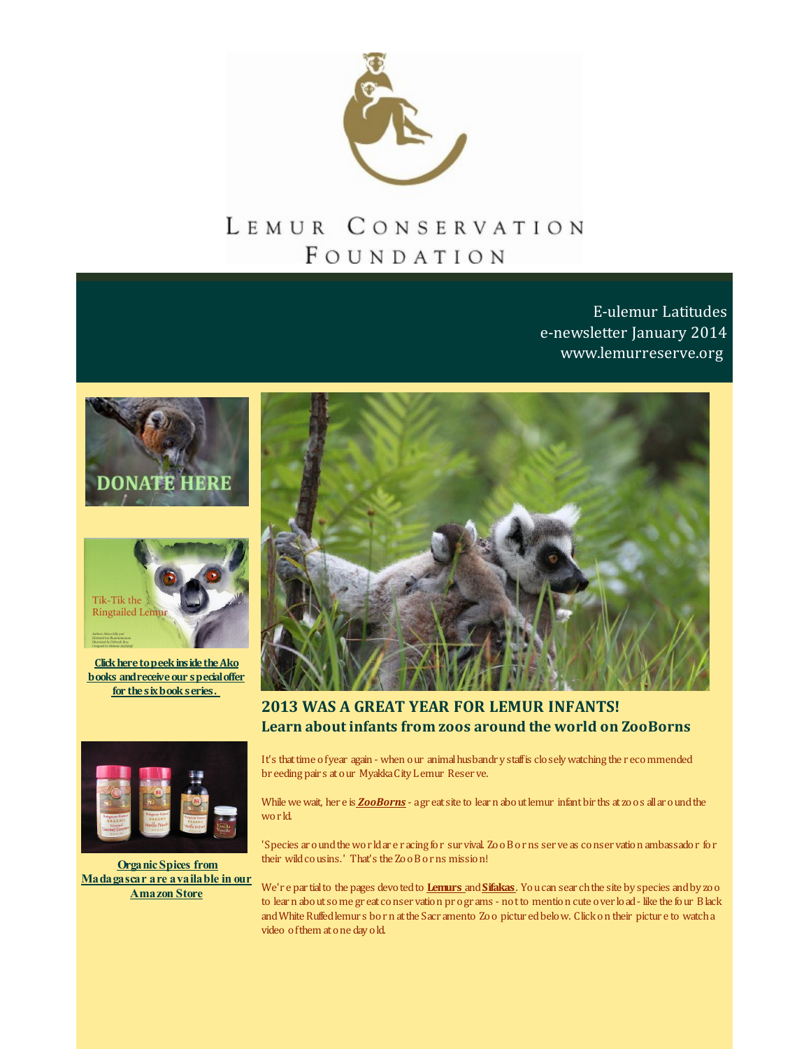# Lemur Conservation Foundation

E-ulemur Latitudes
e-newsletter January 2014
www.lemurreserve.org

DONATE HERE

Tik-Tik the Ringtailed Lemur

**Click here to peek inside the Ako books and receive our special offer for the six book series.**

**Organic Spices from Madagascar are available in our Amazon Store**

## 2013 WAS A GREAT YEAR FOR LEMUR INFANTS!
## Learn about infants from zoos around the world on ZooBorns

It's that time of year again - when our animal husbandry staff is closely watching the recommended breeding pairs at our Myakka City Lemur Reserve.

While we wait, here is ***ZooBorns*** - a great site to learn about lemur infant births at zoos all around the world.

'Species around the world are racing for survival. ZooBorns serve as conservation ambassador for their wild cousins.' That's the ZooBorns mission!

We're partial to the pages devoted to **Lemurs** and **Sifakas**. You can search the site by species and by zoo to learn about some great conservation programs - not to mention cute overload - like the four Black and White Ruffed lemurs born at the Sacramento Zoo pictured below. Click on their picture to watch a video of them at one day old.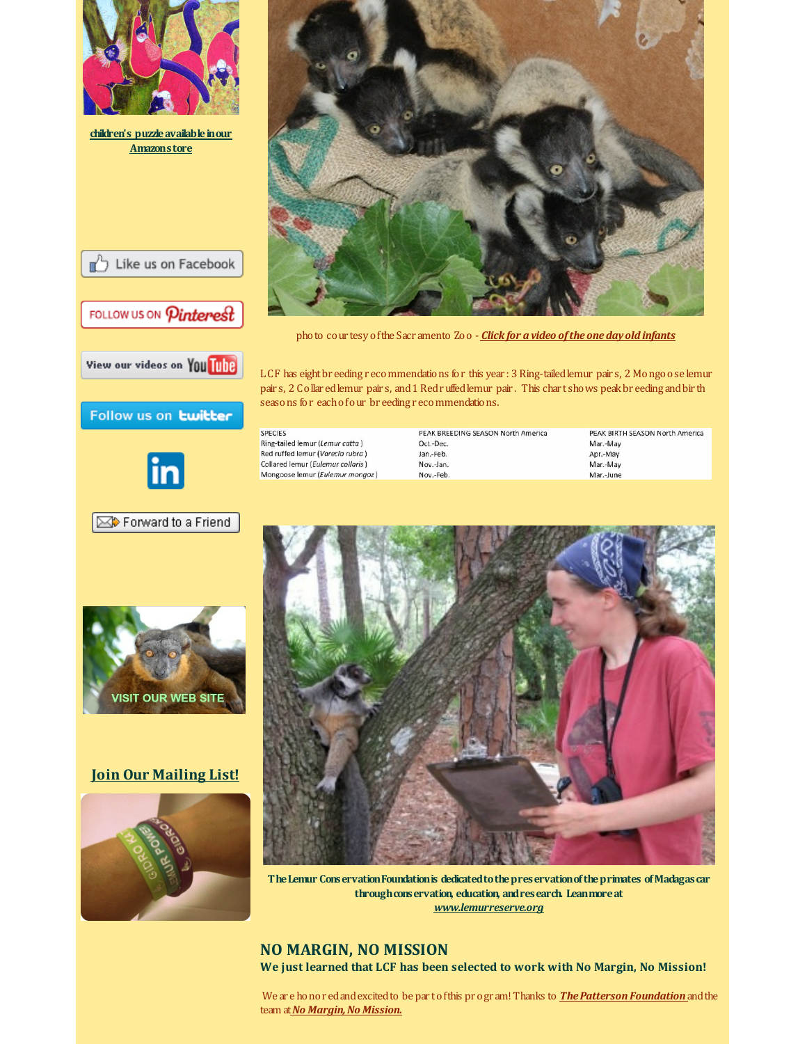children's puzzle available in our Amazon store

Like us on Facebook

FOLLOW US ON Pinterest

View our videos on YouTube

Follow us on twitter

Forward to a Friend

VISIT OUR WEB SITE

**Join Our Mailing List!**

photo courtesy of the Sacramento Zoo - ***Click for a video of the one day old infants***

LCF has eight breeding recommendations for this year: 3 Ring-tailed lemur pairs, 2 Mongoose lemur pairs, 2 Collared lemur pairs, and 1 Red ruffed lemur pair. This chart shows peak breeding and birth seasons for each of our breeding recommendations.

| SPECIES | PEAK BREEDING SEASON North America | PEAK BIRTH SEASON North America |
|---|---|---|
| Ring-tailed lemur (*Lemur catta*) | Oct.-Dec. | Mar.-May |
| Red ruffed lemur (*Varecia rubra*) | Jan.-Feb. | Apr.-May |
| Collared lemur (*Eulemur collaris*) | Nov.-Jan. | Mar.-May |
| Mongoose lemur (*Eulemur mongoz*) | Nov.-Feb. | Mar.-June |

**The Lemur Conservation Foundation is dedicated to the preservation of the primates of Madagascar through conservation, education, and research. Learn more at *www.lemurreserve.org***

## NO MARGIN, NO MISSION

**We just learned that LCF has been selected to work with No Margin, No Mission!**

We are honored and excited to be part of this program! Thanks to ***The Patterson Foundation*** and the team at ***No Margin, No Mission.***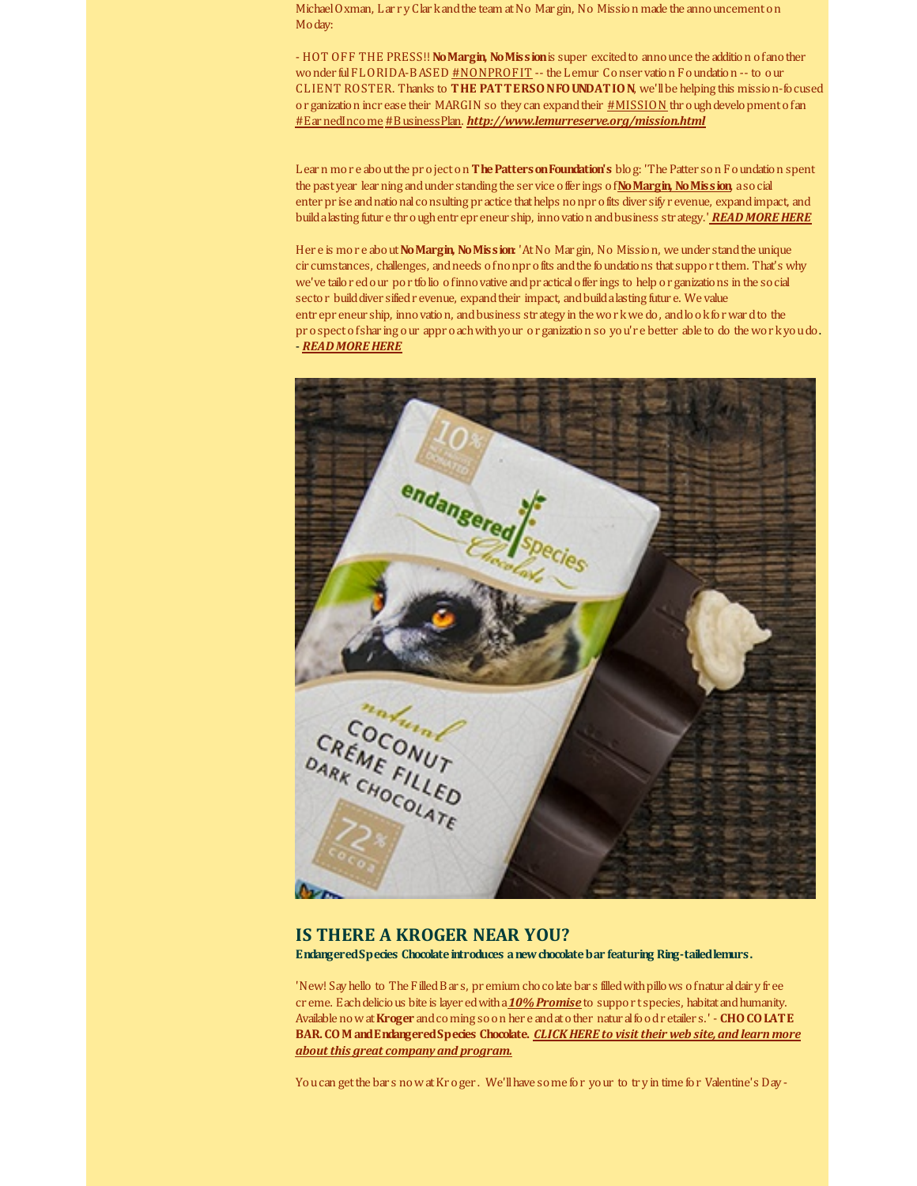Michael Oxman, Larry Clark and the team at No Margin, No Mission made the announcement on Moday:

- HOT OFF THE PRESS!! **No Margin, No Mission** is super excited to announce the addition of another wonderful FLORIDA-BASED #NONPROFIT -- the Lemur Conservation Foundation -- to our CLIENT ROSTER. Thanks to **THE PATTERSON FOUNDATION**, we'll be helping this mission-focused organization increase their MARGIN so they can expand their #MISSION through development of an #EarnedIncome #BusinessPlan. ***http://www.lemurreserve.org/mission.html***

Learn more about the project on **The Patterson Foundation's** blog: 'The Patterson Foundation spent the past year learning and understanding the service offerings of **No Margin, No Mission**, a social enterprise and national consulting practice that helps nonprofits diversify revenue, expand impact, and build a lasting future through entrepreneurship, innovation and business strategy.' ***READ MORE HERE***

Here is more about **No Margin, No Mission**: 'At No Margin, No Mission, we understand the unique circumstances, challenges, and needs of nonprofits and the foundations that support them. That's why we've tailored our portfolio of innovative and practical offerings to help organizations in the social sector build diversified revenue, expand their impact, and build a lasting future. We value entrepreneurship, innovation, and business strategy in the work we do, and look forward to the prospect of sharing our approach with your organization so you're better able to do the work you do. - ***READ MORE HERE***

## IS THERE A KROGER NEAR YOU?

**Endangered Species Chocolate introduces a new chocolate bar featuring Ring-tailed lemurs.**

'New! Say hello to The Filled Bars, premium chocolate bars filled with pillows of natural dairy free creme. Each delicious bite is layered with a ***10% Promise*** to support species, habitat and humanity. Available now at **Kroger** and coming soon here and at other natural food retailers.' - **CHOCOLATE BAR.COM and Endangered Species Chocolate.** ***CLICK HERE to visit their web site, and learn more about this great company and program.***

You can get the bars now at Kroger. We'll have some for your to try in time for Valentine's Day -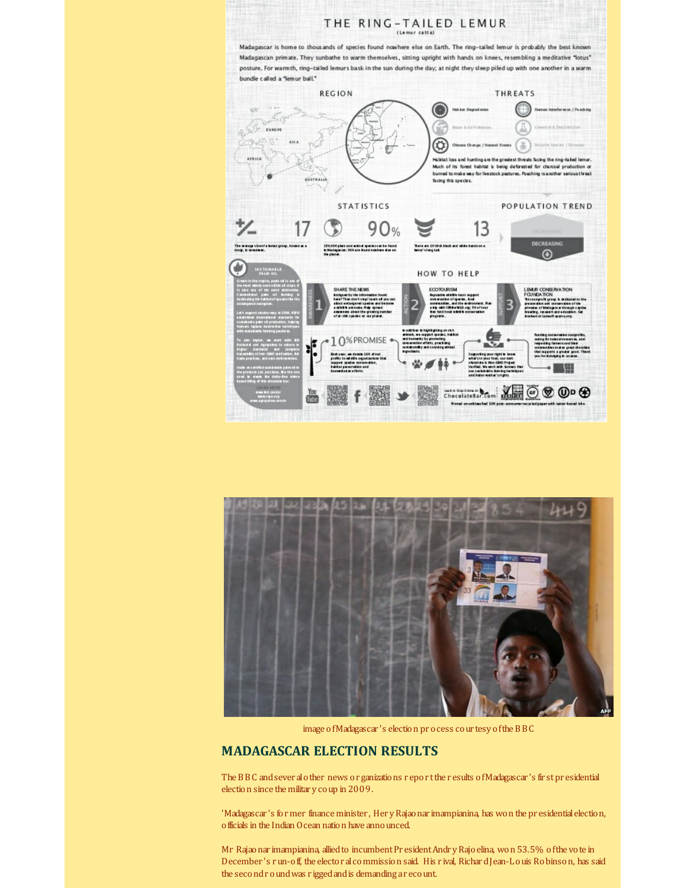# THE RING-TAILED LEMUR

(Lemur catta)

Madagascar is home to thousands of species found nowhere else on Earth. The ring-tailed lemur is probably the best known Madagascan primate. They sunbathe to warm themselves, sitting upright with hands on knees, resembling a meditative "lotus" posture. For warmth, ring-tailed lemurs bask in the sun during the day; at night they sleep piled up with one another in a warm bundle called a "lemur ball."

## REGION

## THREATS

- Habitat Degradation
- Human Interference / Poaching
- Water & Air Pollution
- Chemical & Pesticide Use
- Climate Change / Natural Events
- Invasive Species / Disease

Habitat loss and hunting are the greatest threats facing the ring-tailed lemur. Much of its forest habitat is being deforested for charcoal production or burned to make way for livestock pastures. Poaching is another serious threat facing this species.

## STATISTICS

- 17 — The average size of a lemur group, known as a troop, is seventeen.
- 90% — 250,000 plant and animal species can be found in Madagascar; 90% are found nowhere else on the planet.
- 13 — There are 13 thick black and white bands on a lemur's long tail.

## POPULATION TREND

INCREASING / DECREASING

## SUSTAINABLE PALM OIL

Grown in the tropics, palm oil is one of the most widely used edible oil crops. It is also one of the most destructive. Conventional palm oil farming is decimating the habitat of species like the endangered orangutan.

Let's support a better way. In 2004, RSPO established international standards for sustainable palm oil production, helping farmers replace destructive techniques with sustainable farming practices.

To aim higher, we work with BD Ecofood and Agropalma to adhere to higher standards and complete traceability of non-GMO certification, fair trade practices, and zero deforestation.

Insist on certified sustainable palm oil in the products you purchase, like the one used to create the dairy-free creme based filling of this chocolate bar.

LEARN MORE
www.bd.com.br
www.rspo.org
www.agropalma.com.br

## HOW TO HELP

1. **SHARE THE NEWS** (AWARENESS) — Intrigued by the information found here? Then don't stop! Learn all you can about endangered species and become a wildlife advocate. Help spread awareness about the growing number of at-risk species on our planet.
2. **ECOTOURISM** (ACTION) — Reputable wildlife tours support conservation of species, local communities, and the environment. Plan a trip with SEEtheWILD.org; 5% of tour fees fund local wildlife conservation programs.
3. **LEMUR CONSERVATION FOUNDATION** (SUPPORT) — This nonprofit group is dedicated to the preservation and conservation of the primates of Madagascar through captive breeding, research and education. Get involved at Lemurreserve.org.

## 10% PROMISE

Each year, we donate 10% of net profits to wildlife organizations that support species conservation, habitat preservation and humanitarian efforts.

In addition to highlighting at-risk animals, we support species, habitat and humanity by promoting conservation efforts, practicing sustainability and sourcing ethical ingredients.

Supporting your right to know what's in your food, our dark chocolate is Non-GMO Project Verified. We work with farmers that use sustainable farming techniques and honor worker's rights.

Funding conservation nonprofits, caring for natural resources, and respecting farmers and their communities makes great chocolate that supports a greater good. Thank you for indulging in an ace.

Learn & Shop Online At ChocolateBar.com

Printed on unbleached 10% post-consumer recycled paper with water-based inks.

image of Madagascar's election process courtesy of the BBC

## MADAGASCAR ELECTION RESULTS

The BBC and several other news organizations report the results of Madagascar's first presidential election since the military coup in 2009.

'Madagascar's former finance minister, Hery Rajaonarimampianina, has won the presidential election, officials in the Indian Ocean nation have announced.

Mr Rajaonarimampianina, allied to incumbent President Andry Rajoelina, won 53.5% of the vote in December's run-off, the electoral commission said. His rival, Richard Jean-Louis Robinson, has said the second round was rigged and is demanding a recount.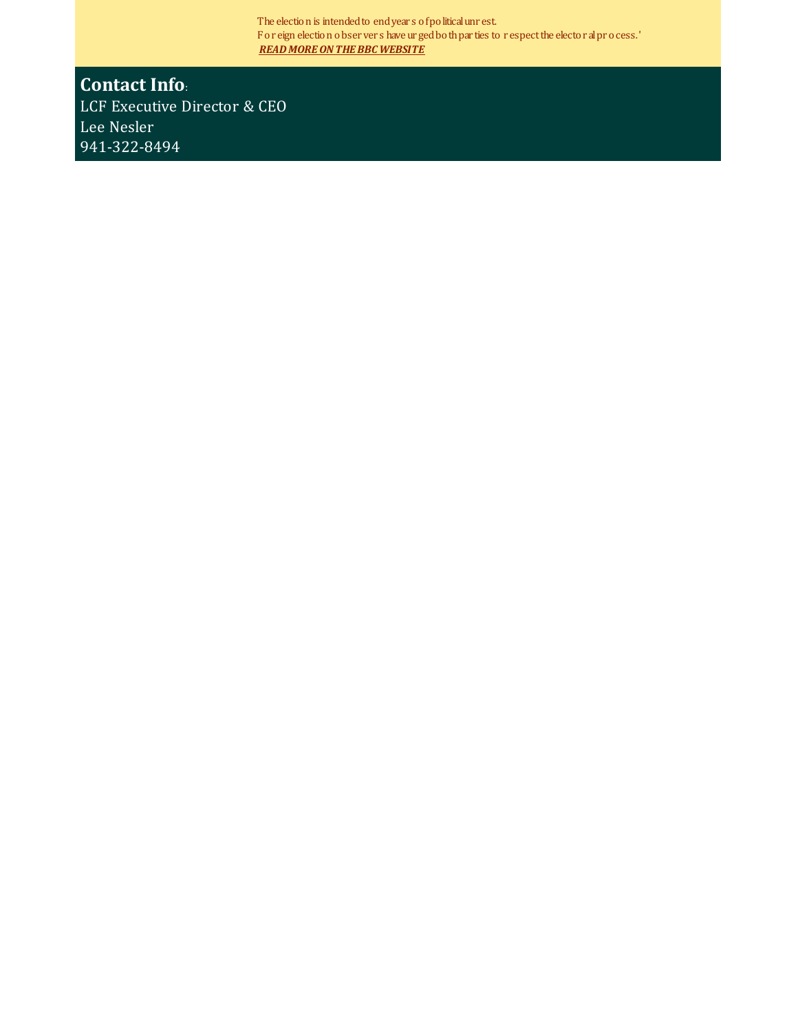The election is intended to end years of political unrest.
Foreign election observers have urged both parties to respect the electoral process.'

***READ MORE ON THE BBC WEBSITE***

**Contact Info**:
LCF Executive Director & CEO
Lee Nesler
941-322-8494